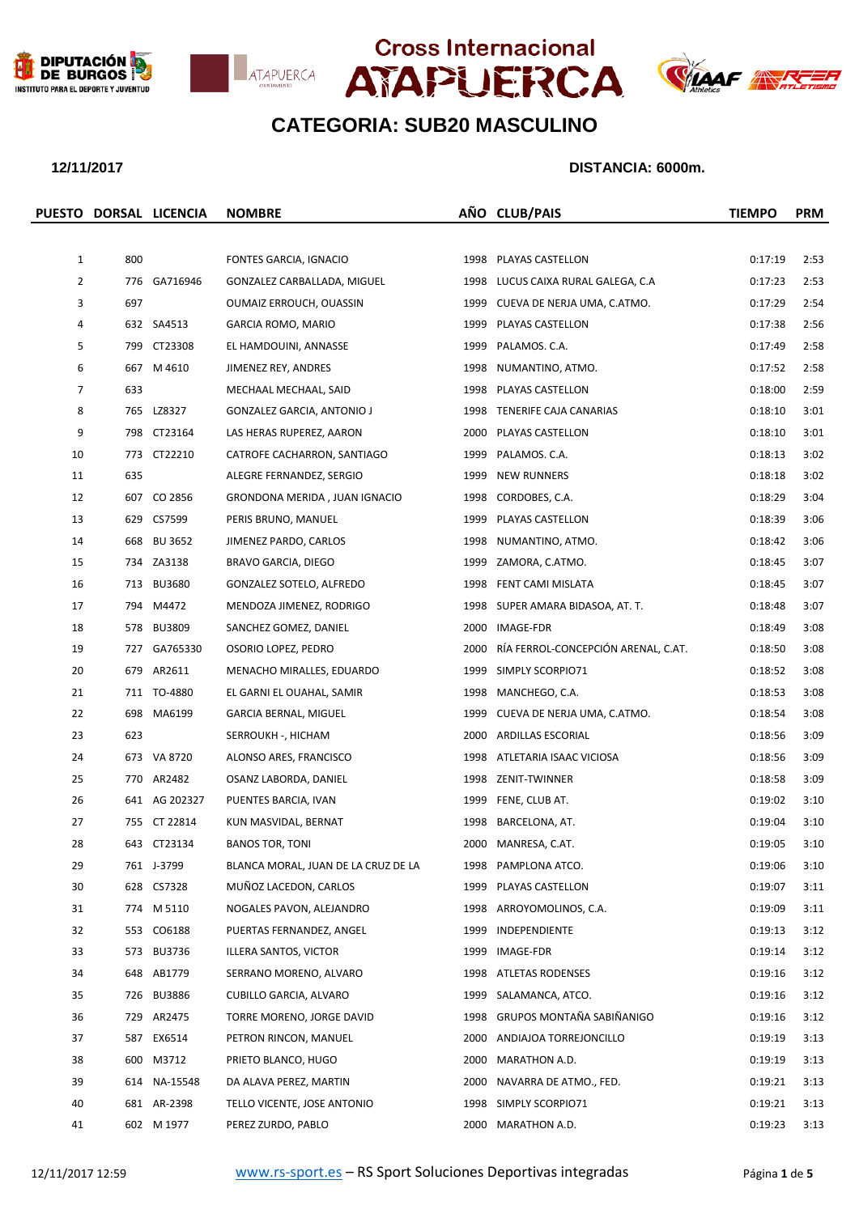# Cross Internacional ATAPUERCA

## CATEGORIA: SUB20 MASCULINO

**12/11/2017** **DISTANCIA: 6000m.**

| PUESTO | DORSAL | LICENCIA | NOMBRE | AÑO | CLUB/PAIS | TIEMPO | PRM |
|---|---|---|---|---|---|---|---|
| 1 | 800 | | FONTES GARCIA, IGNACIO | 1998 | PLAYAS CASTELLON | 0:17:19 | 2:53 |
| 2 | 776 | GA716946 | GONZALEZ CARBALLADA, MIGUEL | 1998 | LUCUS CAIXA RURAL GALEGA, C.A | 0:17:23 | 2:53 |
| 3 | 697 | | OUMAIZ ERROUCH, OUASSIN | 1999 | CUEVA DE NERJA UMA, C.ATMO. | 0:17:29 | 2:54 |
| 4 | 632 | SA4513 | GARCIA ROMO, MARIO | 1999 | PLAYAS CASTELLON | 0:17:38 | 2:56 |
| 5 | 799 | CT23308 | EL HAMDOUINI, ANNASSE | 1999 | PALAMOS. C.A. | 0:17:49 | 2:58 |
| 6 | 667 | M 4610 | JIMENEZ REY, ANDRES | 1998 | NUMANTINO, ATMO. | 0:17:52 | 2:58 |
| 7 | 633 | | MECHAAL MECHAAL, SAID | 1998 | PLAYAS CASTELLON | 0:18:00 | 2:59 |
| 8 | 765 | LZ8327 | GONZALEZ GARCIA, ANTONIO J | 1998 | TENERIFE CAJA CANARIAS | 0:18:10 | 3:01 |
| 9 | 798 | CT23164 | LAS HERAS RUPEREZ, AARON | 2000 | PLAYAS CASTELLON | 0:18:10 | 3:01 |
| 10 | 773 | CT22210 | CATROFE CACHARRON, SANTIAGO | 1999 | PALAMOS. C.A. | 0:18:13 | 3:02 |
| 11 | 635 | | ALEGRE FERNANDEZ, SERGIO | 1999 | NEW RUNNERS | 0:18:18 | 3:02 |
| 12 | 607 | CO 2856 | GRONDONA MERIDA , JUAN IGNACIO | 1998 | CORDOBES, C.A. | 0:18:29 | 3:04 |
| 13 | 629 | CS7599 | PERIS BRUNO, MANUEL | 1999 | PLAYAS CASTELLON | 0:18:39 | 3:06 |
| 14 | 668 | BU 3652 | JIMENEZ PARDO, CARLOS | 1998 | NUMANTINO, ATMO. | 0:18:42 | 3:06 |
| 15 | 734 | ZA3138 | BRAVO GARCIA, DIEGO | 1999 | ZAMORA, C.ATMO. | 0:18:45 | 3:07 |
| 16 | 713 | BU3680 | GONZALEZ SOTELO, ALFREDO | 1998 | FENT CAMI MISLATA | 0:18:45 | 3:07 |
| 17 | 794 | M4472 | MENDOZA JIMENEZ, RODRIGO | 1998 | SUPER AMARA BIDASOA, AT. T. | 0:18:48 | 3:07 |
| 18 | 578 | BU3809 | SANCHEZ GOMEZ, DANIEL | 2000 | IMAGE-FDR | 0:18:49 | 3:08 |
| 19 | 727 | GA765330 | OSORIO LOPEZ, PEDRO | 2000 | RÍA FERROL-CONCEPCIÓN ARENAL, C.AT. | 0:18:50 | 3:08 |
| 20 | 679 | AR2611 | MENACHO MIRALLES, EDUARDO | 1999 | SIMPLY SCORPIO71 | 0:18:52 | 3:08 |
| 21 | 711 | TO-4880 | EL GARNI EL OUAHAL, SAMIR | 1998 | MANCHEGO, C.A. | 0:18:53 | 3:08 |
| 22 | 698 | MA6199 | GARCIA BERNAL, MIGUEL | 1999 | CUEVA DE NERJA UMA, C.ATMO. | 0:18:54 | 3:08 |
| 23 | 623 | | SERROUKH -, HICHAM | 2000 | ARDILLAS ESCORIAL | 0:18:56 | 3:09 |
| 24 | 673 | VA 8720 | ALONSO ARES, FRANCISCO | 1998 | ATLETARIA ISAAC VICIOSA | 0:18:56 | 3:09 |
| 25 | 770 | AR2482 | OSANZ LABORDA, DANIEL | 1998 | ZENIT-TWINNER | 0:18:58 | 3:09 |
| 26 | 641 | AG 202327 | PUENTES BARCIA, IVAN | 1999 | FENE, CLUB AT. | 0:19:02 | 3:10 |
| 27 | 755 | CT 22814 | KUN MASVIDAL, BERNAT | 1998 | BARCELONA, AT. | 0:19:04 | 3:10 |
| 28 | 643 | CT23134 | BANOS TOR, TONI | 2000 | MANRESA, C.AT. | 0:19:05 | 3:10 |
| 29 | 761 | J-3799 | BLANCA MORAL, JUAN DE LA CRUZ DE LA | 1998 | PAMPLONA ATCO. | 0:19:06 | 3:10 |
| 30 | 628 | CS7328 | MUÑOZ LACEDON, CARLOS | 1999 | PLAYAS CASTELLON | 0:19:07 | 3:11 |
| 31 | 774 | M 5110 | NOGALES PAVON, ALEJANDRO | 1998 | ARROYOMOLINOS, C.A. | 0:19:09 | 3:11 |
| 32 | 553 | CO6188 | PUERTAS FERNANDEZ, ANGEL | 1999 | INDEPENDIENTE | 0:19:13 | 3:12 |
| 33 | 573 | BU3736 | ILLERA SANTOS, VICTOR | 1999 | IMAGE-FDR | 0:19:14 | 3:12 |
| 34 | 648 | AB1779 | SERRANO MORENO, ALVARO | 1998 | ATLETAS RODENSES | 0:19:16 | 3:12 |
| 35 | 726 | BU3886 | CUBILLO GARCIA, ALVARO | 1999 | SALAMANCA, ATCO. | 0:19:16 | 3:12 |
| 36 | 729 | AR2475 | TORRE MORENO, JORGE DAVID | 1998 | GRUPOS MONTAÑA SABIÑANIGO | 0:19:16 | 3:12 |
| 37 | 587 | EX6514 | PETRON RINCON, MANUEL | 2000 | ANDIAJOA TORREJONCILLO | 0:19:19 | 3:13 |
| 38 | 600 | M3712 | PRIETO BLANCO, HUGO | 2000 | MARATHON A.D. | 0:19:19 | 3:13 |
| 39 | 614 | NA-15548 | DA ALAVA PEREZ, MARTIN | 2000 | NAVARRA DE ATMO., FED. | 0:19:21 | 3:13 |
| 40 | 681 | AR-2398 | TELLO VICENTE, JOSE ANTONIO | 1998 | SIMPLY SCORPIO71 | 0:19:21 | 3:13 |
| 41 | 602 | M 1977 | PEREZ ZURDO, PABLO | 2000 | MARATHON A.D. | 0:19:23 | 3:13 |

12/11/2017 12:59 www.rs-sport.es – RS Sport Soluciones Deportivas integradas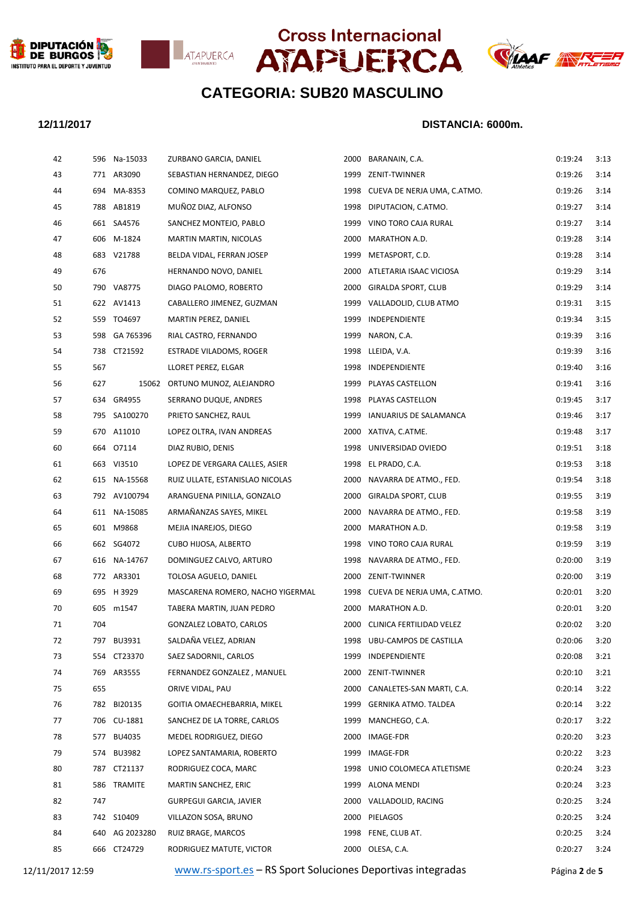# Cross Internacional ATAPUERCA

## CATEGORIA: SUB20 MASCULINO

**12/11/2017** **DISTANCIA: 6000m.**

| | | | | | | | |
|---|---|---|---|---|---|---|---|
| 42 | 596 | Na-15033 | ZURBANO GARCIA, DANIEL | 2000 | BARANAIN, C.A. | 0:19:24 | 3:13 |
| 43 | 771 | AR3090 | SEBASTIAN HERNANDEZ, DIEGO | 1999 | ZENIT-TWINNER | 0:19:26 | 3:14 |
| 44 | 694 | MA-8353 | COMINO MARQUEZ, PABLO | 1998 | CUEVA DE NERJA UMA, C.ATMO. | 0:19:26 | 3:14 |
| 45 | 788 | AB1819 | MUÑOZ DIAZ, ALFONSO | 1998 | DIPUTACION, C.ATMO. | 0:19:27 | 3:14 |
| 46 | 661 | SA4576 | SANCHEZ MONTEJO, PABLO | 1999 | VINO TORO CAJA RURAL | 0:19:27 | 3:14 |
| 47 | 606 | M-1824 | MARTIN MARTIN, NICOLAS | 2000 | MARATHON A.D. | 0:19:28 | 3:14 |
| 48 | 683 | V21788 | BELDA VIDAL, FERRAN JOSEP | 1999 | METASPORT, C.D. | 0:19:28 | 3:14 |
| 49 | 676 | | HERNANDO NOVO, DANIEL | 2000 | ATLETARIA ISAAC VICIOSA | 0:19:29 | 3:14 |
| 50 | 790 | VA8775 | DIAGO PALOMO, ROBERTO | 2000 | GIRALDA SPORT, CLUB | 0:19:29 | 3:14 |
| 51 | 622 | AV1413 | CABALLERO JIMENEZ, GUZMAN | 1999 | VALLADOLID, CLUB ATMO | 0:19:31 | 3:15 |
| 52 | 559 | TO4697 | MARTIN PEREZ, DANIEL | 1999 | INDEPENDIENTE | 0:19:34 | 3:15 |
| 53 | 598 | GA 765396 | RIAL CASTRO, FERNANDO | 1999 | NARON, C.A. | 0:19:39 | 3:16 |
| 54 | 738 | CT21592 | ESTRADE VILADOMS, ROGER | 1998 | LLEIDA, V.A. | 0:19:39 | 3:16 |
| 55 | 567 | | LLORET PEREZ, ELGAR | 1998 | INDEPENDIENTE | 0:19:40 | 3:16 |
| 56 | 627 | 15062 | ORTUNO MUNOZ, ALEJANDRO | 1999 | PLAYAS CASTELLON | 0:19:41 | 3:16 |
| 57 | 634 | GR4955 | SERRANO DUQUE, ANDRES | 1998 | PLAYAS CASTELLON | 0:19:45 | 3:17 |
| 58 | 795 | SA100270 | PRIETO SANCHEZ, RAUL | 1999 | IANUARIUS DE SALAMANCA | 0:19:46 | 3:17 |
| 59 | 670 | A11010 | LOPEZ OLTRA, IVAN ANDREAS | 2000 | XATIVA, C.ATME. | 0:19:48 | 3:17 |
| 60 | 664 | O7114 | DIAZ RUBIO, DENIS | 1998 | UNIVERSIDAD OVIEDO | 0:19:51 | 3:18 |
| 61 | 663 | VI3510 | LOPEZ DE VERGARA CALLES, ASIER | 1998 | EL PRADO, C.A. | 0:19:53 | 3:18 |
| 62 | 615 | NA-15568 | RUIZ ULLATE, ESTANISLAO NICOLAS | 2000 | NAVARRA DE ATMO., FED. | 0:19:54 | 3:18 |
| 63 | 792 | AV100794 | ARANGUENA PINILLA, GONZALO | 2000 | GIRALDA SPORT, CLUB | 0:19:55 | 3:19 |
| 64 | 611 | NA-15085 | ARMAÑANZAS SAYES, MIKEL | 2000 | NAVARRA DE ATMO., FED. | 0:19:58 | 3:19 |
| 65 | 601 | M9868 | MEJIA INAREJOS, DIEGO | 2000 | MARATHON A.D. | 0:19:58 | 3:19 |
| 66 | 662 | SG4072 | CUBO HIJOSA, ALBERTO | 1998 | VINO TORO CAJA RURAL | 0:19:59 | 3:19 |
| 67 | 616 | NA-14767 | DOMINGUEZ CALVO, ARTURO | 1998 | NAVARRA DE ATMO., FED. | 0:20:00 | 3:19 |
| 68 | 772 | AR3301 | TOLOSA AGUELO, DANIEL | 2000 | ZENIT-TWINNER | 0:20:00 | 3:19 |
| 69 | 695 | H 3929 | MASCARENA ROMERO, NACHO YIGERMAL | 1998 | CUEVA DE NERJA UMA, C.ATMO. | 0:20:01 | 3:20 |
| 70 | 605 | m1547 | TABERA MARTIN, JUAN PEDRO | 2000 | MARATHON A.D. | 0:20:01 | 3:20 |
| 71 | 704 | | GONZALEZ LOBATO, CARLOS | 2000 | CLINICA FERTILIDAD VELEZ | 0:20:02 | 3:20 |
| 72 | 797 | BU3931 | SALDAÑA VELEZ, ADRIAN | 1998 | UBU-CAMPOS DE CASTILLA | 0:20:06 | 3:20 |
| 73 | 554 | CT23370 | SAEZ SADORNIL, CARLOS | 1999 | INDEPENDIENTE | 0:20:08 | 3:21 |
| 74 | 769 | AR3555 | FERNANDEZ GONZALEZ , MANUEL | 2000 | ZENIT-TWINNER | 0:20:10 | 3:21 |
| 75 | 655 | | ORIVE VIDAL, PAU | 2000 | CANALETES-SAN MARTI, C.A. | 0:20:14 | 3:22 |
| 76 | 782 | BI20135 | GOITIA OMAECHEBARRIA, MIKEL | 1999 | GERNIKA ATMO. TALDEA | 0:20:14 | 3:22 |
| 77 | 706 | CU-1881 | SANCHEZ DE LA TORRE, CARLOS | 1999 | MANCHEGO, C.A. | 0:20:17 | 3:22 |
| 78 | 577 | BU4035 | MEDEL RODRIGUEZ, DIEGO | 2000 | IMAGE-FDR | 0:20:20 | 3:23 |
| 79 | 574 | BU3982 | LOPEZ SANTAMARIA, ROBERTO | 1999 | IMAGE-FDR | 0:20:22 | 3:23 |
| 80 | 787 | CT21137 | RODRIGUEZ COCA, MARC | 1998 | UNIO COLOMECA ATLETISME | 0:20:24 | 3:23 |
| 81 | 586 | TRAMITE | MARTIN SANCHEZ, ERIC | 1999 | ALONA MENDI | 0:20:24 | 3:23 |
| 82 | 747 | | GURPEGUI GARCIA, JAVIER | 2000 | VALLADOLID, RACING | 0:20:25 | 3:24 |
| 83 | 742 | S10409 | VILLAZON SOSA, BRUNO | 2000 | PIELAGOS | 0:20:25 | 3:24 |
| 84 | 640 | AG 2023280 | RUIZ BRAGE, MARCOS | 1998 | FENE, CLUB AT. | 0:20:25 | 3:24 |
| 85 | 666 | CT24729 | RODRIGUEZ MATUTE, VICTOR | 2000 | OLESA, C.A. | 0:20:27 | 3:24 |

12/11/2017 12:59 www.rs-sport.es – RS Sport Soluciones Deportivas integradas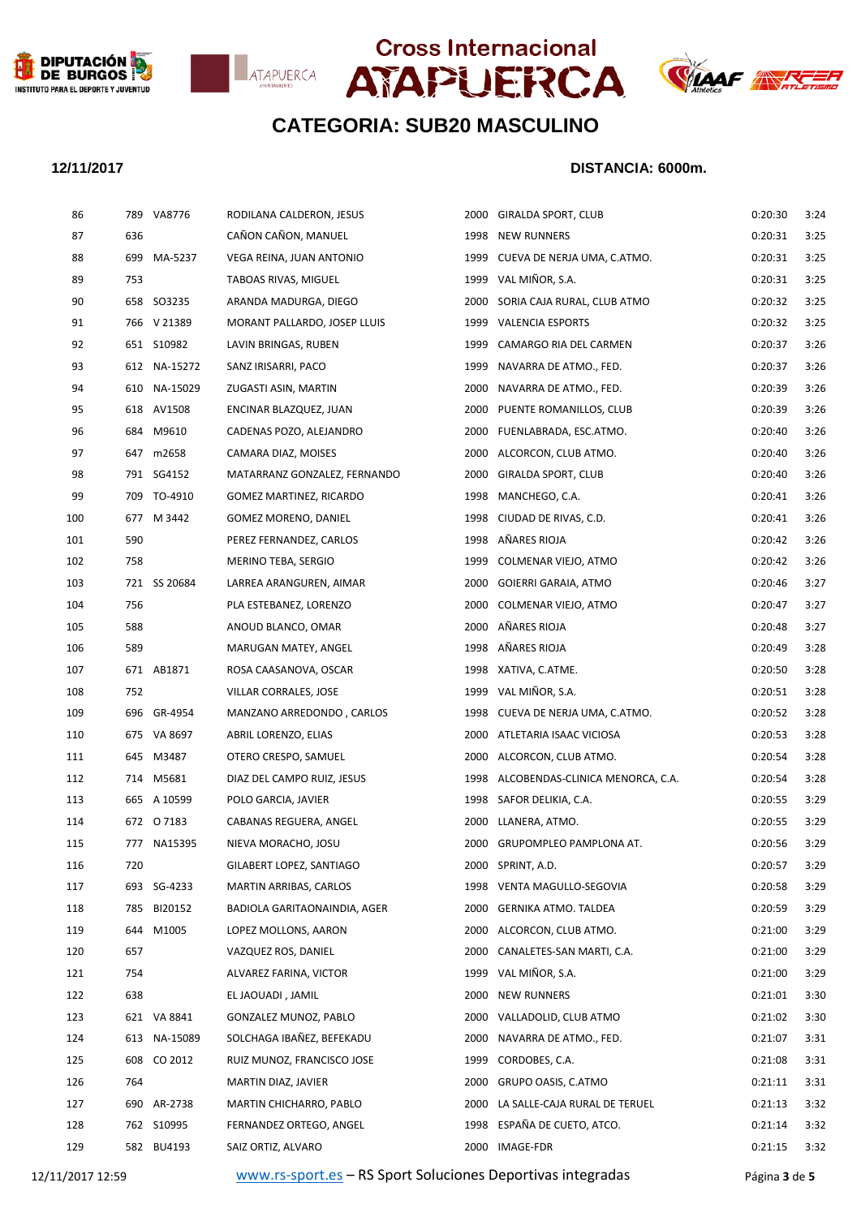# Cross Internacional ATAPUERCA

## CATEGORIA: SUB20 MASCULINO

**12/11/2017** **DISTANCIA: 6000m.**

| | | | | | | | |
|---|---|---|---|---|---|---|---|
| 86 | 789 | VA8776 | RODILANA CALDERON, JESUS | 2000 | GIRALDA SPORT, CLUB | 0:20:30 | 3:24 |
| 87 | 636 | | CAÑON CAÑON, MANUEL | 1998 | NEW RUNNERS | 0:20:31 | 3:25 |
| 88 | 699 | MA-5237 | VEGA REINA, JUAN ANTONIO | 1999 | CUEVA DE NERJA UMA, C.ATMO. | 0:20:31 | 3:25 |
| 89 | 753 | | TABOAS RIVAS, MIGUEL | 1999 | VAL MIÑOR, S.A. | 0:20:31 | 3:25 |
| 90 | 658 | SO3235 | ARANDA MADURGA, DIEGO | 2000 | SORIA CAJA RURAL, CLUB ATMO | 0:20:32 | 3:25 |
| 91 | 766 | V 21389 | MORANT PALLARDO, JOSEP LLUIS | 1999 | VALENCIA ESPORTS | 0:20:32 | 3:25 |
| 92 | 651 | S10982 | LAVIN BRINGAS, RUBEN | 1999 | CAMARGO RIA DEL CARMEN | 0:20:37 | 3:26 |
| 93 | 612 | NA-15272 | SANZ IRISARRI, PACO | 1999 | NAVARRA DE ATMO., FED. | 0:20:37 | 3:26 |
| 94 | 610 | NA-15029 | ZUGASTI ASIN, MARTIN | 2000 | NAVARRA DE ATMO., FED. | 0:20:39 | 3:26 |
| 95 | 618 | AV1508 | ENCINAR BLAZQUEZ, JUAN | 2000 | PUENTE ROMANILLOS, CLUB | 0:20:39 | 3:26 |
| 96 | 684 | M9610 | CADENAS POZO, ALEJANDRO | 2000 | FUENLABRADA, ESC.ATMO. | 0:20:40 | 3:26 |
| 97 | 647 | m2658 | CAMARA DIAZ, MOISES | 2000 | ALCORCON, CLUB ATMO. | 0:20:40 | 3:26 |
| 98 | 791 | SG4152 | MATARRANZ GONZALEZ, FERNANDO | 2000 | GIRALDA SPORT, CLUB | 0:20:40 | 3:26 |
| 99 | 709 | TO-4910 | GOMEZ MARTINEZ, RICARDO | 1998 | MANCHEGO, C.A. | 0:20:41 | 3:26 |
| 100 | 677 | M 3442 | GOMEZ MORENO, DANIEL | 1998 | CIUDAD DE RIVAS, C.D. | 0:20:41 | 3:26 |
| 101 | 590 | | PEREZ FERNANDEZ, CARLOS | 1998 | AÑARES RIOJA | 0:20:42 | 3:26 |
| 102 | 758 | | MERINO TEBA, SERGIO | 1999 | COLMENAR VIEJO, ATMO | 0:20:42 | 3:26 |
| 103 | 721 | SS 20684 | LARREA ARANGUREN, AIMAR | 2000 | GOIERRI GARAIA, ATMO | 0:20:46 | 3:27 |
| 104 | 756 | | PLA ESTEBANEZ, LORENZO | 2000 | COLMENAR VIEJO, ATMO | 0:20:47 | 3:27 |
| 105 | 588 | | ANOUD BLANCO, OMAR | 2000 | AÑARES RIOJA | 0:20:48 | 3:27 |
| 106 | 589 | | MARUGAN MATEY, ANGEL | 1998 | AÑARES RIOJA | 0:20:49 | 3:28 |
| 107 | 671 | AB1871 | ROSA CAASANOVA, OSCAR | 1998 | XATIVA, C.ATME. | 0:20:50 | 3:28 |
| 108 | 752 | | VILLAR CORRALES, JOSE | 1999 | VAL MIÑOR, S.A. | 0:20:51 | 3:28 |
| 109 | 696 | GR-4954 | MANZANO ARREDONDO , CARLOS | 1998 | CUEVA DE NERJA UMA, C.ATMO. | 0:20:52 | 3:28 |
| 110 | 675 | VA 8697 | ABRIL LORENZO, ELIAS | 2000 | ATLETARIA ISAAC VICIOSA | 0:20:53 | 3:28 |
| 111 | 645 | M3487 | OTERO CRESPO, SAMUEL | 2000 | ALCORCON, CLUB ATMO. | 0:20:54 | 3:28 |
| 112 | 714 | M5681 | DIAZ DEL CAMPO RUIZ, JESUS | 1998 | ALCOBENDAS-CLINICA MENORCA, C.A. | 0:20:54 | 3:28 |
| 113 | 665 | A 10599 | POLO GARCIA, JAVIER | 1998 | SAFOR DELIKIA, C.A. | 0:20:55 | 3:29 |
| 114 | 672 | O 7183 | CABANAS REGUERA, ANGEL | 2000 | LLANERA, ATMO. | 0:20:55 | 3:29 |
| 115 | 777 | NA15395 | NIEVA MORACHO, JOSU | 2000 | GRUPOMPLEO PAMPLONA AT. | 0:20:56 | 3:29 |
| 116 | 720 | | GILABERT LOPEZ, SANTIAGO | 2000 | SPRINT, A.D. | 0:20:57 | 3:29 |
| 117 | 693 | SG-4233 | MARTIN ARRIBAS, CARLOS | 1998 | VENTA MAGULLO-SEGOVIA | 0:20:58 | 3:29 |
| 118 | 785 | BI20152 | BADIOLA GARITAONAINDIA, AGER | 2000 | GERNIKA ATMO. TALDEA | 0:20:59 | 3:29 |
| 119 | 644 | M1005 | LOPEZ MOLLONS, AARON | 2000 | ALCORCON, CLUB ATMO. | 0:21:00 | 3:29 |
| 120 | 657 | | VAZQUEZ ROS, DANIEL | 2000 | CANALETES-SAN MARTI, C.A. | 0:21:00 | 3:29 |
| 121 | 754 | | ALVAREZ FARINA, VICTOR | 1999 | VAL MIÑOR, S.A. | 0:21:00 | 3:29 |
| 122 | 638 | | EL JAOUADI , JAMIL | 2000 | NEW RUNNERS | 0:21:01 | 3:30 |
| 123 | 621 | VA 8841 | GONZALEZ MUNOZ, PABLO | 2000 | VALLADOLID, CLUB ATMO | 0:21:02 | 3:30 |
| 124 | 613 | NA-15089 | SOLCHAGA IBAÑEZ, BEFEKADU | 2000 | NAVARRA DE ATMO., FED. | 0:21:07 | 3:31 |
| 125 | 608 | CO 2012 | RUIZ MUNOZ, FRANCISCO JOSE | 1999 | CORDOBES, C.A. | 0:21:08 | 3:31 |
| 126 | 764 | | MARTIN DIAZ, JAVIER | 2000 | GRUPO OASIS, C.ATMO | 0:21:11 | 3:31 |
| 127 | 690 | AR-2738 | MARTIN CHICHARRO, PABLO | 2000 | LA SALLE-CAJA RURAL DE TERUEL | 0:21:13 | 3:32 |
| 128 | 762 | S10995 | FERNANDEZ ORTEGO, ANGEL | 1998 | ESPAÑA DE CUETO, ATCO. | 0:21:14 | 3:32 |
| 129 | 582 | BU4193 | SAIZ ORTIZ, ALVARO | 2000 | IMAGE-FDR | 0:21:15 | 3:32 |

12/11/2017 12:59 www.rs-sport.es – RS Sport Soluciones Deportivas integradas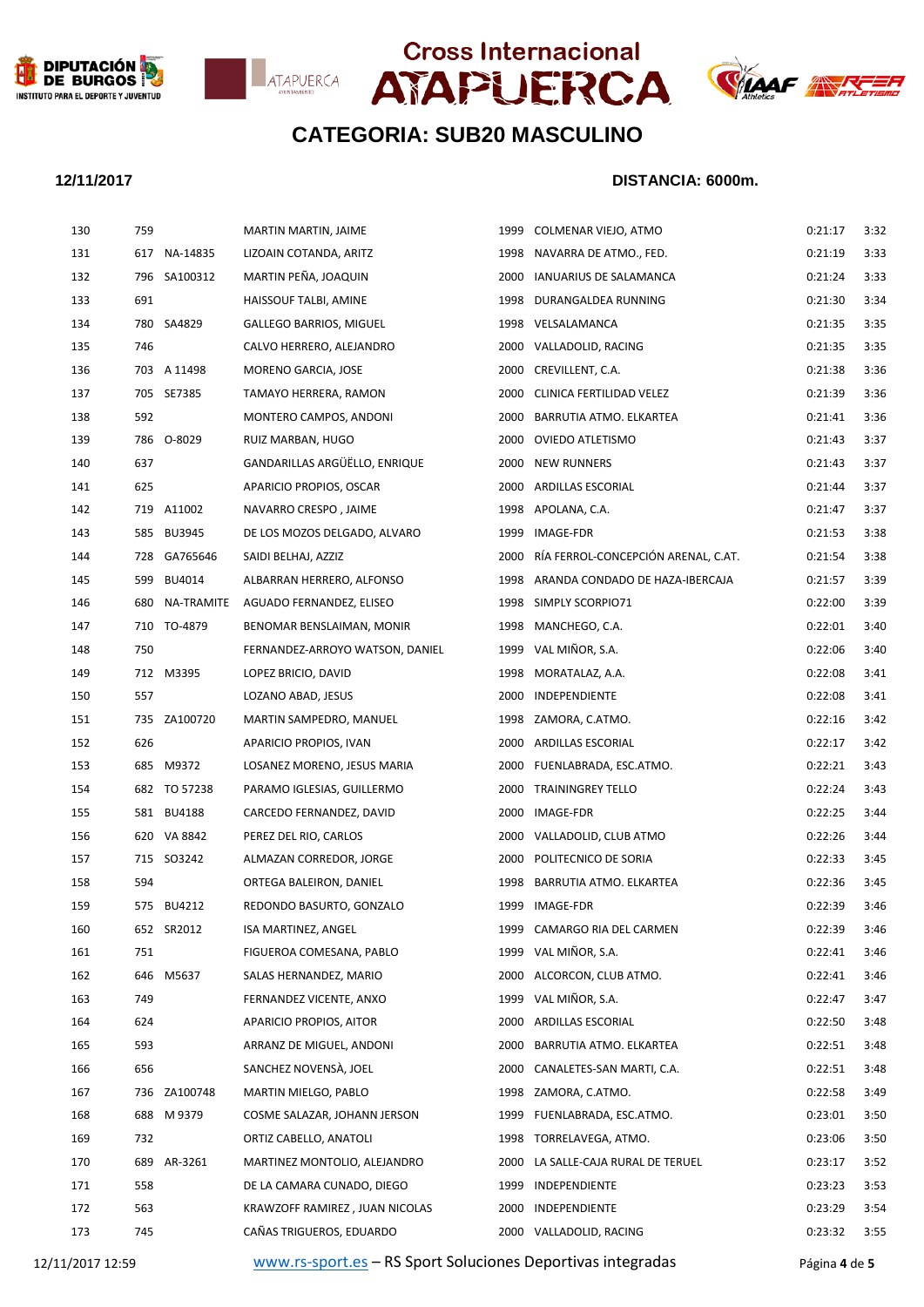Cross Internacional ATAPUERCA

## CATEGORIA: SUB20 MASCULINO

**12/11/2017** **DISTANCIA: 6000m.**

| | | | | | | | |
|---|---|---|---|---|---|---|---|
| 130 | 759 | | MARTIN MARTIN, JAIME | 1999 | COLMENAR VIEJO, ATMO | 0:21:17 | 3:32 |
| 131 | 617 | NA-14835 | LIZOAIN COTANDA, ARITZ | 1998 | NAVARRA DE ATMO., FED. | 0:21:19 | 3:33 |
| 132 | 796 | SA100312 | MARTIN PEÑA, JOAQUIN | 2000 | IANUARIUS DE SALAMANCA | 0:21:24 | 3:33 |
| 133 | 691 | | HAISSOUF TALBI, AMINE | 1998 | DURANGALDEA RUNNING | 0:21:30 | 3:34 |
| 134 | 780 | SA4829 | GALLEGO BARRIOS, MIGUEL | 1998 | VELSALAMANCA | 0:21:35 | 3:35 |
| 135 | 746 | | CALVO HERRERO, ALEJANDRO | 2000 | VALLADOLID, RACING | 0:21:35 | 3:35 |
| 136 | 703 | A 11498 | MORENO GARCIA, JOSE | 2000 | CREVILLENT, C.A. | 0:21:38 | 3:36 |
| 137 | 705 | SE7385 | TAMAYO HERRERA, RAMON | 2000 | CLINICA FERTILIDAD VELEZ | 0:21:39 | 3:36 |
| 138 | 592 | | MONTERO CAMPOS, ANDONI | 2000 | BARRUTIA ATMO. ELKARTEA | 0:21:41 | 3:36 |
| 139 | 786 | O-8029 | RUIZ MARBAN, HUGO | 2000 | OVIEDO ATLETISMO | 0:21:43 | 3:37 |
| 140 | 637 | | GANDARILLAS ARGÜËLLO, ENRIQUE | 2000 | NEW RUNNERS | 0:21:43 | 3:37 |
| 141 | 625 | | APARICIO PROPIOS, OSCAR | 2000 | ARDILLAS ESCORIAL | 0:21:44 | 3:37 |
| 142 | 719 | A11002 | NAVARRO CRESPO , JAIME | 1998 | APOLANA, C.A. | 0:21:47 | 3:37 |
| 143 | 585 | BU3945 | DE LOS MOZOS DELGADO, ALVARO | 1999 | IMAGE-FDR | 0:21:53 | 3:38 |
| 144 | 728 | GA765646 | SAIDI BELHAJ, AZZIZ | 2000 | RÍA FERROL-CONCEPCIÓN ARENAL, C.AT. | 0:21:54 | 3:38 |
| 145 | 599 | BU4014 | ALBARRAN HERRERO, ALFONSO | 1998 | ARANDA CONDADO DE HAZA-IBERCAJA | 0:21:57 | 3:39 |
| 146 | 680 | NA-TRAMITE | AGUADO FERNANDEZ, ELISEO | 1998 | SIMPLY SCORPIO71 | 0:22:00 | 3:39 |
| 147 | 710 | TO-4879 | BENOMAR BENSLAIMAN, MONIR | 1998 | MANCHEGO, C.A. | 0:22:01 | 3:40 |
| 148 | 750 | | FERNANDEZ-ARROYO WATSON, DANIEL | 1999 | VAL MIÑOR, S.A. | 0:22:06 | 3:40 |
| 149 | 712 | M3395 | LOPEZ BRICIO, DAVID | 1998 | MORATALAZ, A.A. | 0:22:08 | 3:41 |
| 150 | 557 | | LOZANO ABAD, JESUS | 2000 | INDEPENDIENTE | 0:22:08 | 3:41 |
| 151 | 735 | ZA100720 | MARTIN SAMPEDRO, MANUEL | 1998 | ZAMORA, C.ATMO. | 0:22:16 | 3:42 |
| 152 | 626 | | APARICIO PROPIOS, IVAN | 2000 | ARDILLAS ESCORIAL | 0:22:17 | 3:42 |
| 153 | 685 | M9372 | LOSANEZ MORENO, JESUS MARIA | 2000 | FUENLABRADA, ESC.ATMO. | 0:22:21 | 3:43 |
| 154 | 682 | TO 57238 | PARAMO IGLESIAS, GUILLERMO | 2000 | TRAININGREY TELLO | 0:22:24 | 3:43 |
| 155 | 581 | BU4188 | CARCEDO FERNANDEZ, DAVID | 2000 | IMAGE-FDR | 0:22:25 | 3:44 |
| 156 | 620 | VA 8842 | PEREZ DEL RIO, CARLOS | 2000 | VALLADOLID, CLUB ATMO | 0:22:26 | 3:44 |
| 157 | 715 | SO3242 | ALMAZAN CORREDOR, JORGE | 2000 | POLITECNICO DE SORIA | 0:22:33 | 3:45 |
| 158 | 594 | | ORTEGA BALEIRON, DANIEL | 1998 | BARRUTIA ATMO. ELKARTEA | 0:22:36 | 3:45 |
| 159 | 575 | BU4212 | REDONDO BASURTO, GONZALO | 1999 | IMAGE-FDR | 0:22:39 | 3:46 |
| 160 | 652 | SR2012 | ISA MARTINEZ, ANGEL | 1999 | CAMARGO RIA DEL CARMEN | 0:22:39 | 3:46 |
| 161 | 751 | | FIGUEROA COMESANA, PABLO | 1999 | VAL MIÑOR, S.A. | 0:22:41 | 3:46 |
| 162 | 646 | M5637 | SALAS HERNANDEZ, MARIO | 2000 | ALCORCON, CLUB ATMO. | 0:22:41 | 3:46 |
| 163 | 749 | | FERNANDEZ VICENTE, ANXO | 1999 | VAL MIÑOR, S.A. | 0:22:47 | 3:47 |
| 164 | 624 | | APARICIO PROPIOS, AITOR | 2000 | ARDILLAS ESCORIAL | 0:22:50 | 3:48 |
| 165 | 593 | | ARRANZ DE MIGUEL, ANDONI | 2000 | BARRUTIA ATMO. ELKARTEA | 0:22:51 | 3:48 |
| 166 | 656 | | SANCHEZ NOVENSÀ, JOEL | 2000 | CANALETES-SAN MARTI, C.A. | 0:22:51 | 3:48 |
| 167 | 736 | ZA100748 | MARTIN MIELGO, PABLO | 1998 | ZAMORA, C.ATMO. | 0:22:58 | 3:49 |
| 168 | 688 | M 9379 | COSME SALAZAR, JOHANN JERSON | 1999 | FUENLABRADA, ESC.ATMO. | 0:23:01 | 3:50 |
| 169 | 732 | | ORTIZ CABELLO, ANATOLI | 1998 | TORRELAVEGA, ATMO. | 0:23:06 | 3:50 |
| 170 | 689 | AR-3261 | MARTINEZ MONTOLIO, ALEJANDRO | 2000 | LA SALLE-CAJA RURAL DE TERUEL | 0:23:17 | 3:52 |
| 171 | 558 | | DE LA CAMARA CUNADO, DIEGO | 1999 | INDEPENDIENTE | 0:23:23 | 3:53 |
| 172 | 563 | | KRAWZOFF RAMIREZ , JUAN NICOLAS | 2000 | INDEPENDIENTE | 0:23:29 | 3:54 |
| 173 | 745 | | CAÑAS TRIGUEROS, EDUARDO | 2000 | VALLADOLID, RACING | 0:23:32 | 3:55 |

12/11/2017 12:59 www.rs-sport.es – RS Sport Soluciones Deportivas integradas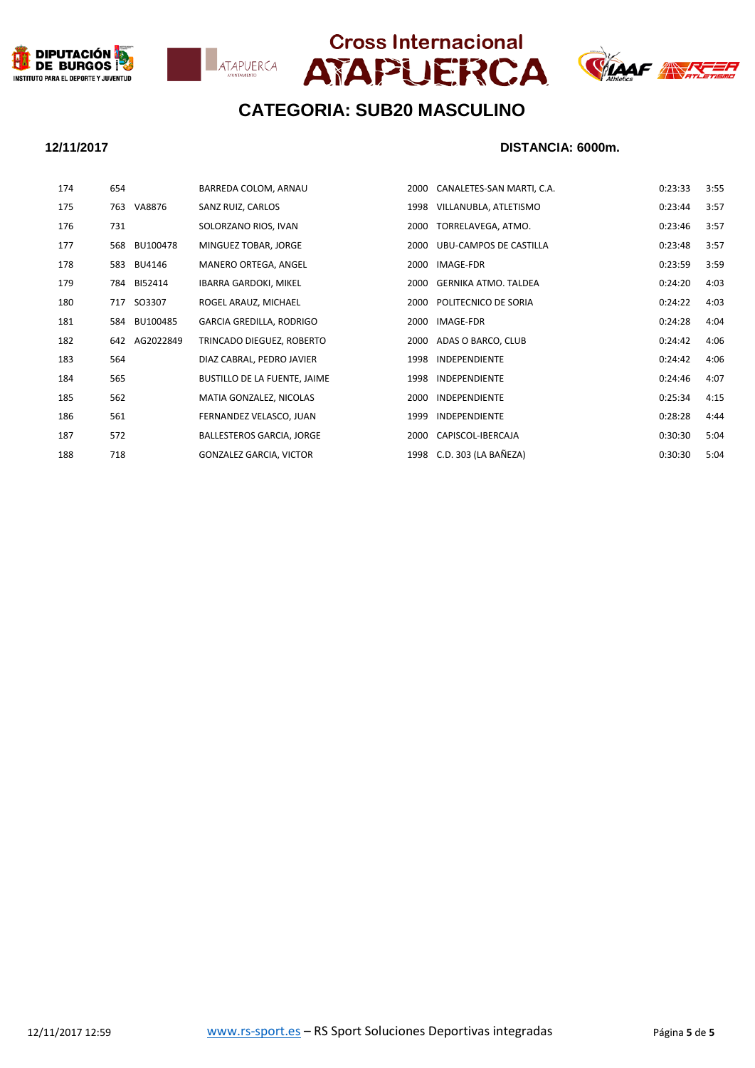# Cross Internacional ATAPUERCA

## CATEGORIA: SUB20 MASCULINO

**12/11/2017** **DISTANCIA: 6000m.**

| | | | | | | | |
|---|---|---|---|---|---|---|---|
| 174 | 654 | | BARREDA COLOM, ARNAU | 2000 | CANALETES-SAN MARTI, C.A. | 0:23:33 | 3:55 |
| 175 | 763 | VA8876 | SANZ RUIZ, CARLOS | 1998 | VILLANUBLA, ATLETISMO | 0:23:44 | 3:57 |
| 176 | 731 | | SOLORZANO RIOS, IVAN | 2000 | TORRELAVEGA, ATMO. | 0:23:46 | 3:57 |
| 177 | 568 | BU100478 | MINGUEZ TOBAR, JORGE | 2000 | UBU-CAMPOS DE CASTILLA | 0:23:48 | 3:57 |
| 178 | 583 | BU4146 | MANERO ORTEGA, ANGEL | 2000 | IMAGE-FDR | 0:23:59 | 3:59 |
| 179 | 784 | BI52414 | IBARRA GARDOKI, MIKEL | 2000 | GERNIKA ATMO. TALDEA | 0:24:20 | 4:03 |
| 180 | 717 | SO3307 | ROGEL ARAUZ, MICHAEL | 2000 | POLITECNICO DE SORIA | 0:24:22 | 4:03 |
| 181 | 584 | BU100485 | GARCIA GREDILLA, RODRIGO | 2000 | IMAGE-FDR | 0:24:28 | 4:04 |
| 182 | 642 | AG2022849 | TRINCADO DIEGUEZ, ROBERTO | 2000 | ADAS O BARCO, CLUB | 0:24:42 | 4:06 |
| 183 | 564 | | DIAZ CABRAL, PEDRO JAVIER | 1998 | INDEPENDIENTE | 0:24:42 | 4:06 |
| 184 | 565 | | BUSTILLO DE LA FUENTE, JAIME | 1998 | INDEPENDIENTE | 0:24:46 | 4:07 |
| 185 | 562 | | MATIA GONZALEZ, NICOLAS | 2000 | INDEPENDIENTE | 0:25:34 | 4:15 |
| 186 | 561 | | FERNANDEZ VELASCO, JUAN | 1999 | INDEPENDIENTE | 0:28:28 | 4:44 |
| 187 | 572 | | BALLESTEROS GARCIA, JORGE | 2000 | CAPISCOL-IBERCAJA | 0:30:30 | 5:04 |
| 188 | 718 | | GONZALEZ GARCIA, VICTOR | 1998 | C.D. 303 (LA BAÑEZA) | 0:30:30 | 5:04 |

12/11/2017 12:59 www.rs-sport.es – RS Sport Soluciones Deportivas integradas